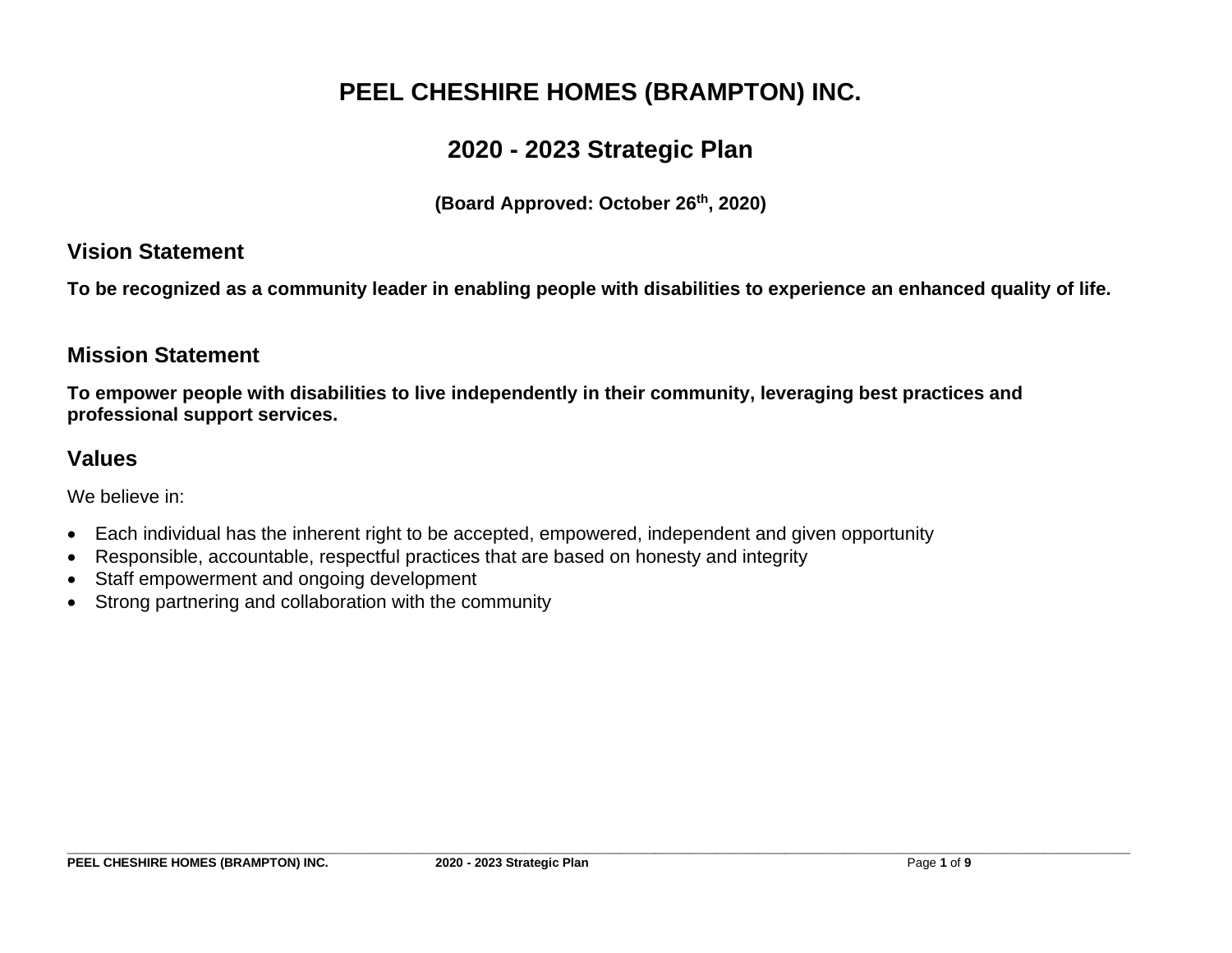# PEEL CHESHIRE HOMES (BRAMPTON) INC.

# 2020 - 2023 Strategic Plan

**(Board Approved: October 26th, 2020)**

## Vision Statement

**To be recognized as a community leader in enabling people with disabilities to experience an enhanced quality of life.**

## Mission Statement

**To empower people with disabilities to live independently in their community, leveraging best practices and professional support services.**

## Values

We believe in:

- Each individual has the inherent right to be accepted, empowered, independent and given opportunity
- Responsible, accountable, respectful practices that are based on honesty and integrity
- Staff empowerment and ongoing development
- Strong partnering and collaboration with the community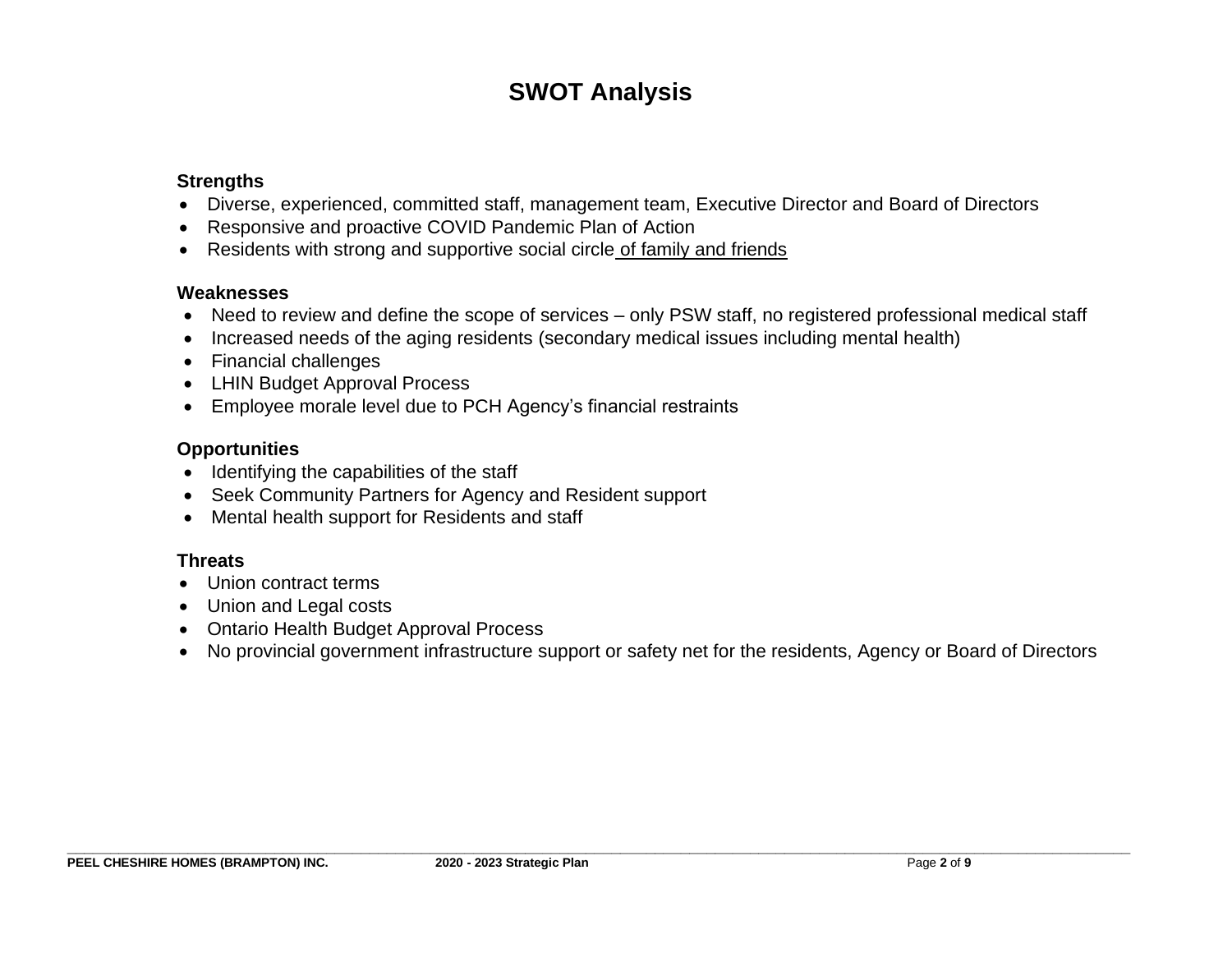# SWOT Analysis

**Strengths**

- Diverse, experienced, committed staff, management team, Executive Director and Board of Directors
- Responsive and proactive COVID Pandemic Plan of Action
- Residents with strong and supportive social circle of family and friends

**Weaknesses**

- Need to review and define the scope of services – only PSW staff, no registered professional medical staff
- Increased needs of the aging residents (secondary medical issues including mental health)
- Financial challenges
- LHIN Budget Approval Process
- Employee morale level due to PCH Agency's financial restraints

**Opportunities**

- Identifying the capabilities of the staff
- Seek Community Partners for Agency and Resident support
- Mental health support for Residents and staff

**Threats**

- Union contract terms
- Union and Legal costs
- Ontario Health Budget Approval Process
- No provincial government infrastructure support or safety net for the residents, Agency or Board of Directors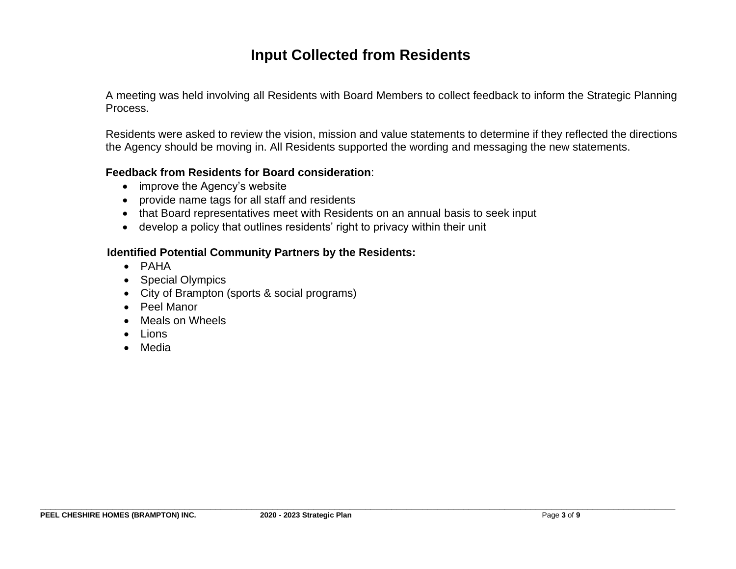# Input Collected from Residents

A meeting was held involving all Residents with Board Members to collect feedback to inform the Strategic Planning Process.

Residents were asked to review the vision, mission and value statements to determine if they reflected the directions the Agency should be moving in. All Residents supported the wording and messaging the new statements.

**Feedback from Residents for Board consideration**:

- improve the Agency's website
- provide name tags for all staff and residents
- that Board representatives meet with Residents on an annual basis to seek input
- develop a policy that outlines residents' right to privacy within their unit

**Identified Potential Community Partners by the Residents:**

- PAHA
- Special Olympics
- City of Brampton (sports & social programs)
- Peel Manor
- Meals on Wheels
- Lions
- Media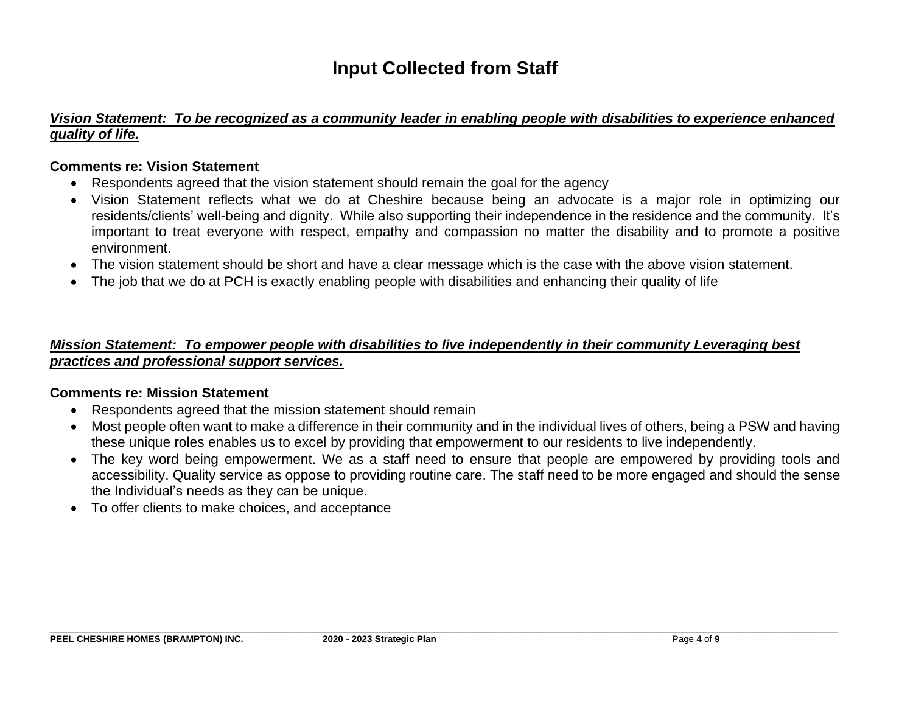# Input Collected from Staff

***Vision Statement: To be recognized as a community leader in enabling people with disabilities to experience enhanced quality of life.***

**Comments re: Vision Statement**

- Respondents agreed that the vision statement should remain the goal for the agency
- Vision Statement reflects what we do at Cheshire because being an advocate is a major role in optimizing our residents/clients' well-being and dignity. While also supporting their independence in the residence and the community. It's important to treat everyone with respect, empathy and compassion no matter the disability and to promote a positive environment.
- The vision statement should be short and have a clear message which is the case with the above vision statement.
- The job that we do at PCH is exactly enabling people with disabilities and enhancing their quality of life

***Mission Statement: To empower people with disabilities to live independently in their community Leveraging best practices and professional support services.***

**Comments re: Mission Statement**

- Respondents agreed that the mission statement should remain
- Most people often want to make a difference in their community and in the individual lives of others, being a PSW and having these unique roles enables us to excel by providing that empowerment to our residents to live independently.
- The key word being empowerment. We as a staff need to ensure that people are empowered by providing tools and accessibility. Quality service as oppose to providing routine care. The staff need to be more engaged and should the sense the Individual's needs as they can be unique.
- To offer clients to make choices, and acceptance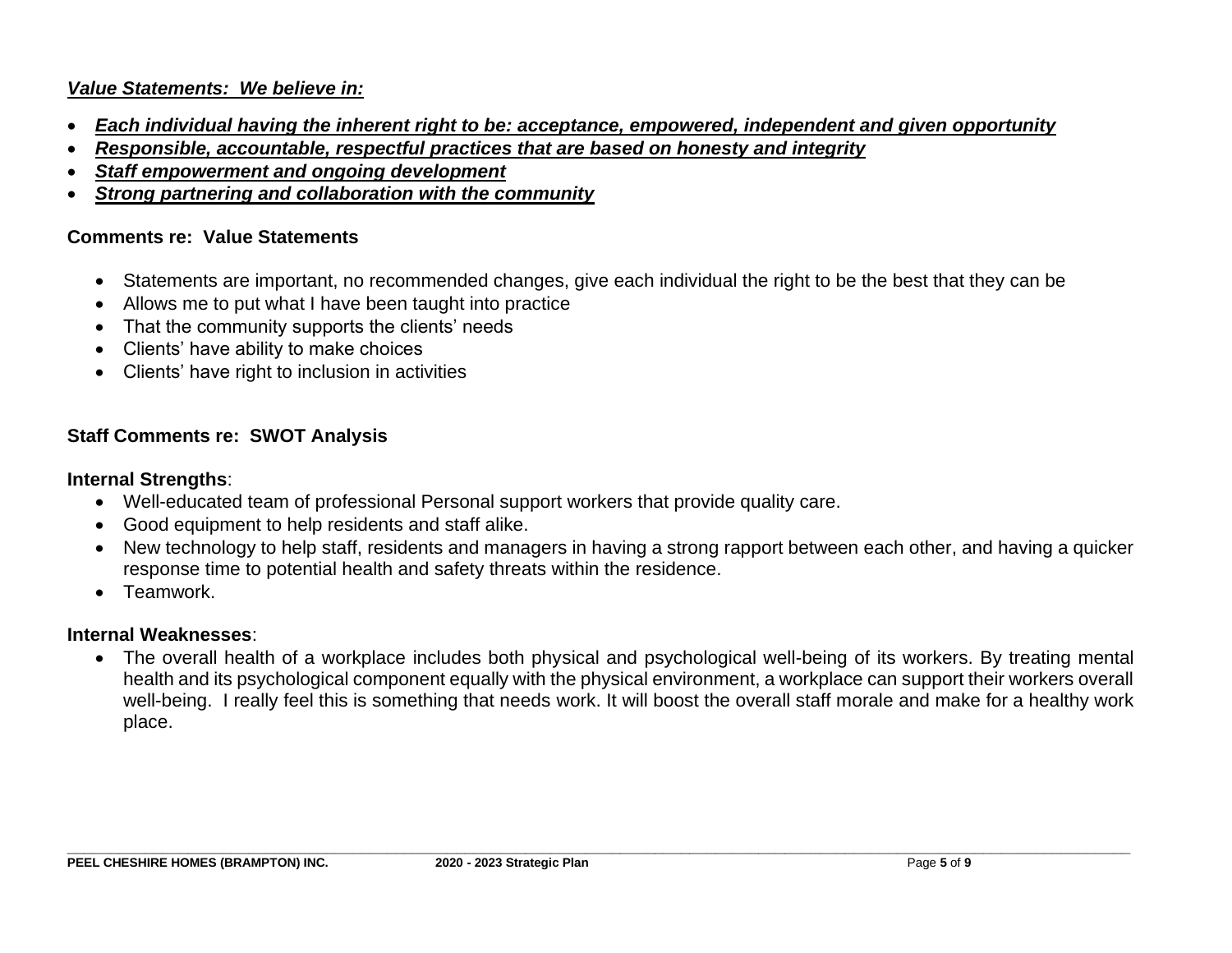***Value Statements: We believe in:***

- ***Each individual having the inherent right to be: acceptance, empowered, independent and given opportunity***
- ***Responsible, accountable, respectful practices that are based on honesty and integrity***
- ***Staff empowerment and ongoing development***
- ***Strong partnering and collaboration with the community***

**Comments re: Value Statements**

- Statements are important, no recommended changes, give each individual the right to be the best that they can be
- Allows me to put what I have been taught into practice
- That the community supports the clients' needs
- Clients' have ability to make choices
- Clients' have right to inclusion in activities

**Staff Comments re: SWOT Analysis**

**Internal Strengths**:

- Well-educated team of professional Personal support workers that provide quality care.
- Good equipment to help residents and staff alike.
- New technology to help staff, residents and managers in having a strong rapport between each other, and having a quicker response time to potential health and safety threats within the residence.
- Teamwork.

**Internal Weaknesses**:

- The overall health of a workplace includes both physical and psychological well-being of its workers. By treating mental health and its psychological component equally with the physical environment, a workplace can support their workers overall well-being. I really feel this is something that needs work. It will boost the overall staff morale and make for a healthy work place.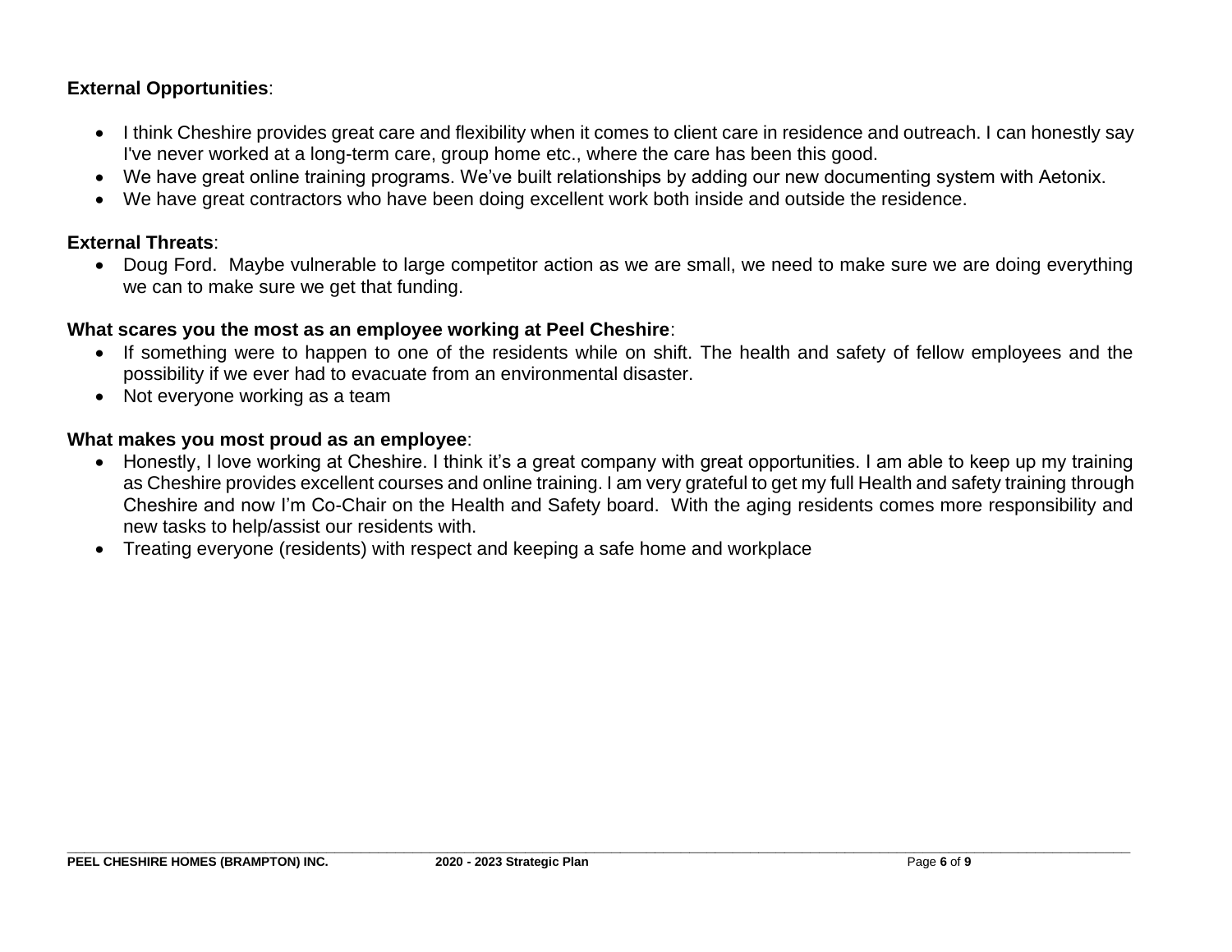**External Opportunities**:

- I think Cheshire provides great care and flexibility when it comes to client care in residence and outreach. I can honestly say I've never worked at a long-term care, group home etc., where the care has been this good.
- We have great online training programs. We've built relationships by adding our new documenting system with Aetonix.
- We have great contractors who have been doing excellent work both inside and outside the residence.

**External Threats**:

- Doug Ford. Maybe vulnerable to large competitor action as we are small, we need to make sure we are doing everything we can to make sure we get that funding.

**What scares you the most as an employee working at Peel Cheshire**:

- If something were to happen to one of the residents while on shift. The health and safety of fellow employees and the possibility if we ever had to evacuate from an environmental disaster.
- Not everyone working as a team

**What makes you most proud as an employee**:

- Honestly, I love working at Cheshire. I think it's a great company with great opportunities. I am able to keep up my training as Cheshire provides excellent courses and online training. I am very grateful to get my full Health and safety training through Cheshire and now I'm Co-Chair on the Health and Safety board. With the aging residents comes more responsibility and new tasks to help/assist our residents with.
- Treating everyone (residents) with respect and keeping a safe home and workplace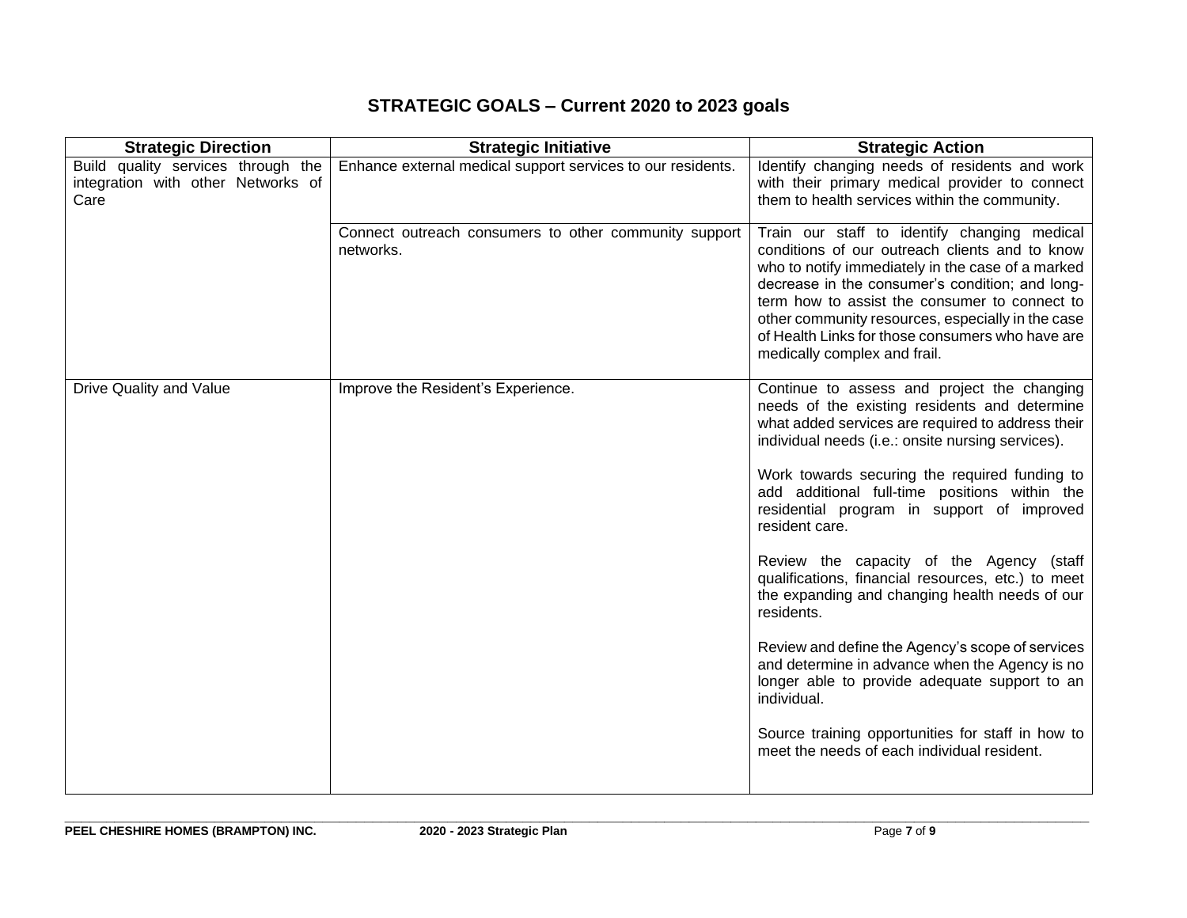# STRATEGIC GOALS – Current 2020 to 2023 goals

| Strategic Direction | Strategic Initiative | Strategic Action |
|---|---|---|
| Build quality services through the integration with other Networks of Care | Enhance external medical support services to our residents. | Identify changing needs of residents and work with their primary medical provider to connect them to health services within the community. |
| | Connect outreach consumers to other community support networks. | Train our staff to identify changing medical conditions of our outreach clients and to know who to notify immediately in the case of a marked decrease in the consumer's condition; and long-term how to assist the consumer to connect to other community resources, especially in the case of Health Links for those consumers who have are medically complex and frail. |
| Drive Quality and Value | Improve the Resident's Experience. | Continue to assess and project the changing needs of the existing residents and determine what added services are required to address their individual needs (i.e.: onsite nursing services).<br><br>Work towards securing the required funding to add additional full-time positions within the residential program in support of improved resident care.<br><br>Review the capacity of the Agency (staff qualifications, financial resources, etc.) to meet the expanding and changing health needs of our residents.<br><br>Review and define the Agency's scope of services and determine in advance when the Agency is no longer able to provide adequate support to an individual.<br><br>Source training opportunities for staff in how to meet the needs of each individual resident. |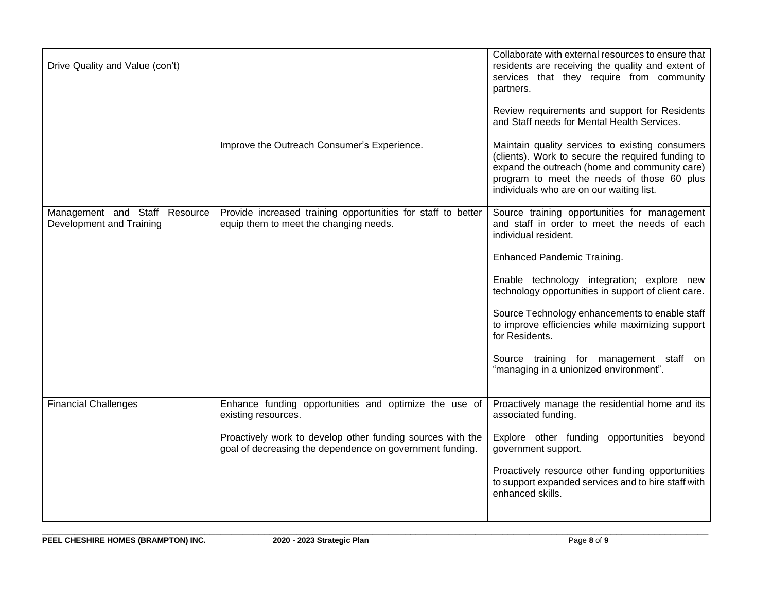| | | |
|---|---|---|
| Drive Quality and Value (con't) | | Collaborate with external resources to ensure that residents are receiving the quality and extent of services that they require from community partners.<br><br>Review requirements and support for Residents and Staff needs for Mental Health Services. |
| | Improve the Outreach Consumer's Experience. | Maintain quality services to existing consumers (clients). Work to secure the required funding to expand the outreach (home and community care) program to meet the needs of those 60 plus individuals who are on our waiting list. |
| Management and Staff Resource Development and Training | Provide increased training opportunities for staff to better equip them to meet the changing needs. | Source training opportunities for management and staff in order to meet the needs of each individual resident.<br><br>Enhanced Pandemic Training.<br><br>Enable technology integration; explore new technology opportunities in support of client care.<br><br>Source Technology enhancements to enable staff to improve efficiencies while maximizing support for Residents.<br><br>Source training for management staff on "managing in a unionized environment". |
| Financial Challenges | Enhance funding opportunities and optimize the use of existing resources.<br><br>Proactively work to develop other funding sources with the goal of decreasing the dependence on government funding. | Proactively manage the residential home and its associated funding.<br><br>Explore other funding opportunities beyond government support.<br><br>Proactively resource other funding opportunities to support expanded services and to hire staff with enhanced skills. |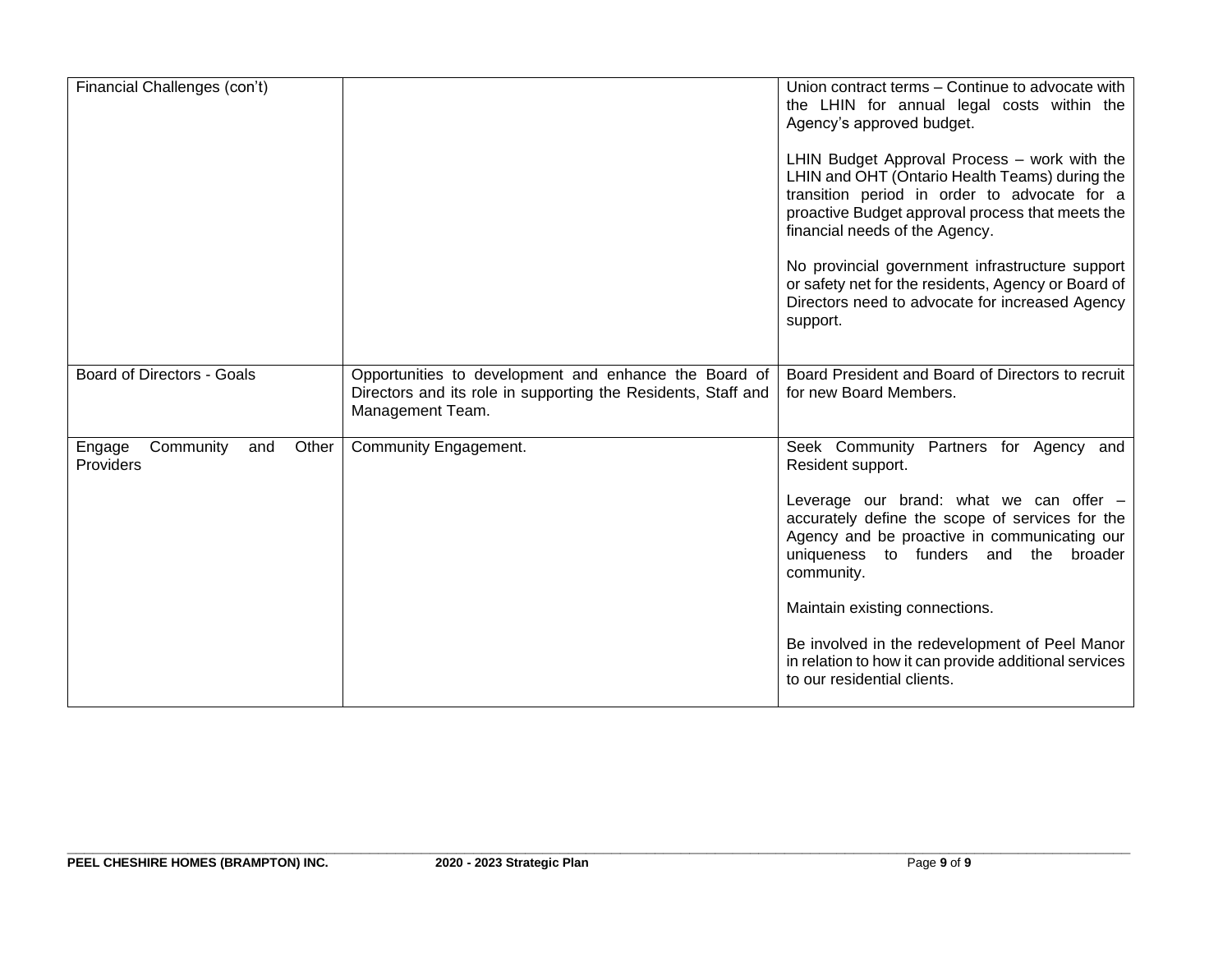| | | |
|---|---|---|
| Financial Challenges (con't) | | Union contract terms – Continue to advocate with the LHIN for annual legal costs within the Agency's approved budget.<br><br>LHIN Budget Approval Process – work with the LHIN and OHT (Ontario Health Teams) during the transition period in order to advocate for a proactive Budget approval process that meets the financial needs of the Agency.<br><br>No provincial government infrastructure support or safety net for the residents, Agency or Board of Directors need to advocate for increased Agency support. |
| Board of Directors - Goals | Opportunities to development and enhance the Board of Directors and its role in supporting the Residents, Staff and Management Team. | Board President and Board of Directors to recruit for new Board Members. |
| Engage Community and Other Providers | Community Engagement. | Seek Community Partners for Agency and Resident support.<br><br>Leverage our brand: what we can offer – accurately define the scope of services for the Agency and be proactive in communicating our uniqueness to funders and the broader community.<br><br>Maintain existing connections.<br><br>Be involved in the redevelopment of Peel Manor in relation to how it can provide additional services to our residential clients. |